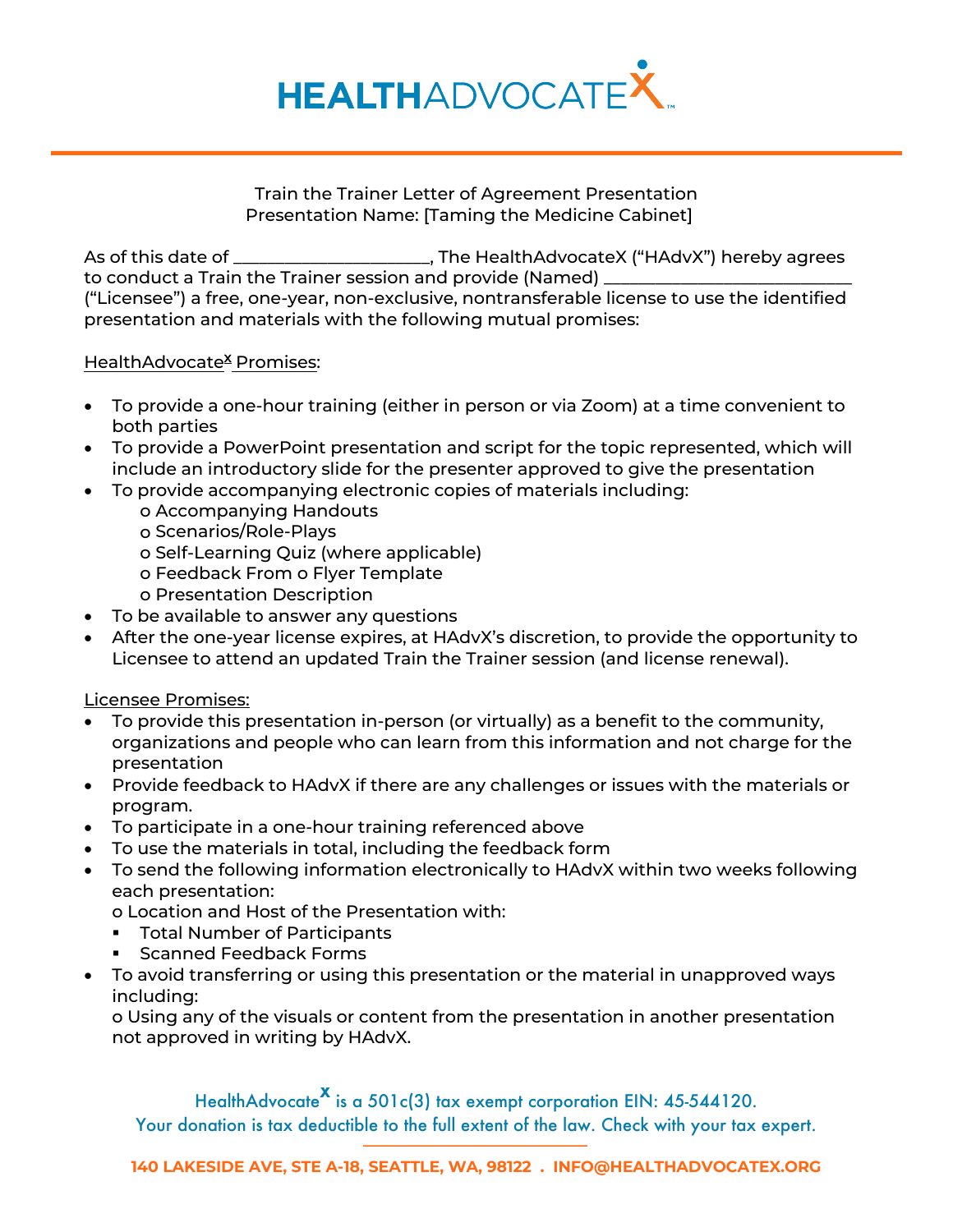# HEALTHADVOCATEX

Train the Trainer Letter of Agreement Presentation
Presentation Name: [Taming the Medicine Cabinet]

As of this date of ____________________, The HealthAdvocateX ("HAdvX") hereby agrees to conduct a Train the Trainer session and provide (Named) ________________________ ("Licensee") a free, one-year, non-exclusive, nontransferable license to use the identified presentation and materials with the following mutual promises:

HealthAdvocate[x] Promises:

- To provide a one-hour training (either in person or via Zoom) at a time convenient to both parties
- To provide a PowerPoint presentation and script for the topic represented, which will include an introductory slide for the presenter approved to give the presentation
- To provide accompanying electronic copies of materials including:
  - o Accompanying Handouts
  - o Scenarios/Role-Plays
  - o Self-Learning Quiz (where applicable)
  - o Feedback From o Flyer Template
  - o Presentation Description
- To be available to answer any questions
- After the one-year license expires, at HAdvX's discretion, to provide the opportunity to Licensee to attend an updated Train the Trainer session (and license renewal).

Licensee Promises:

- To provide this presentation in-person (or virtually) as a benefit to the community, organizations and people who can learn from this information and not charge for the presentation
- Provide feedback to HAdvX if there are any challenges or issues with the materials or program.
- To participate in a one-hour training referenced above
- To use the materials in total, including the feedback form
- To send the following information electronically to HAdvX within two weeks following each presentation:
  o Location and Host of the Presentation with:
  - Total Number of Participants
  - Scanned Feedback Forms
- To avoid transferring or using this presentation or the material in unapproved ways including:
  o Using any of the visuals or content from the presentation in another presentation not approved in writing by HAdvX.

HealthAdvocate[x] is a 501c(3) tax exempt corporation EIN: 45-544120.
Your donation is tax deductible to the full extent of the law. Check with your tax expert.

140 LAKESIDE AVE, STE A-18, SEATTLE, WA, 98122 . INFO@HEALTHADVOCATEX.ORG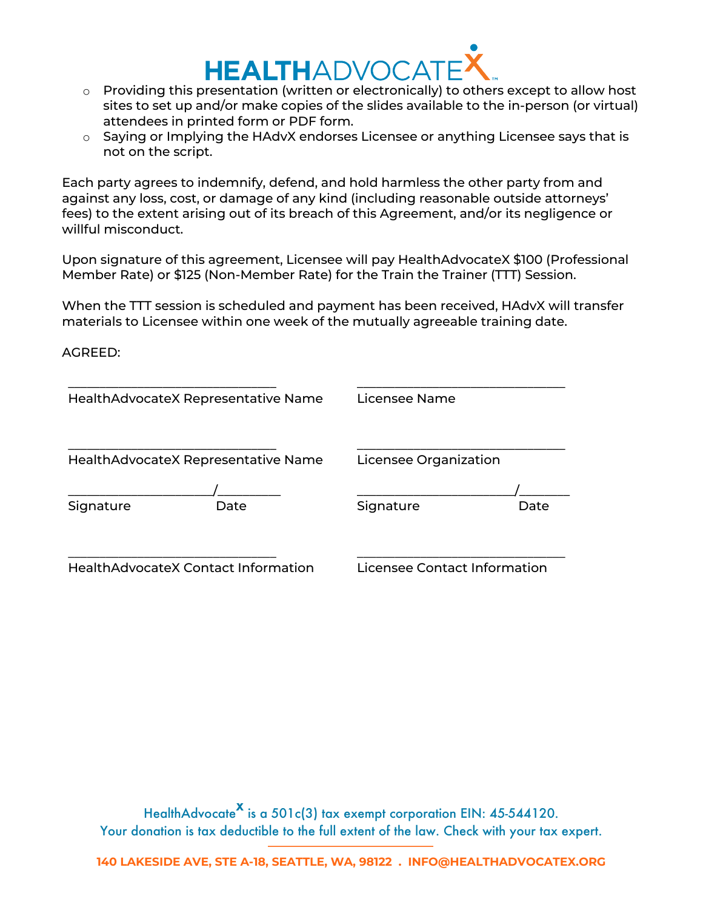- Providing this presentation (written or electronically) to others except to allow host sites to set up and/or make copies of the slides available to the in-person (or virtual) attendees in printed form or PDF form.
- Saying or Implying the HAdvX endorses Licensee or anything Licensee says that is not on the script.

Each party agrees to indemnify, defend, and hold harmless the other party from and against any loss, cost, or damage of any kind (including reasonable outside attorneys' fees) to the extent arising out of its breach of this Agreement, and/or its negligence or willful misconduct.

Upon signature of this agreement, Licensee will pay HealthAdvocateX $100 (Professional Member Rate) or $125 (Non-Member Rate) for the Train the Trainer (TTT) Session.

When the TTT session is scheduled and payment has been received, HAdvX will transfer materials to Licensee within one week of the mutually agreeable training date.

AGREED:

| | |
|---|---|
| ______________________________ | ______________________________ |
| HealthAdvocateX Representative Name | Licensee Name |
| ______________________________ | ______________________________ |
| HealthAdvocateX Representative Name | Licensee Organization |
| ____________________/_________ | ____________________/_________ |
| Signature Date | Signature Date |
| ______________________________ | ______________________________ |
| HealthAdvocateX Contact Information | Licensee Contact Information |

HealthAdvocate^x is a 501c(3) tax exempt corporation EIN: 45-544120.
Your donation is tax deductible to the full extent of the law. Check with your tax expert.

140 LAKESIDE AVE, STE A-18, SEATTLE, WA, 98122 . INFO@HEALTHADVOCATEX.ORG